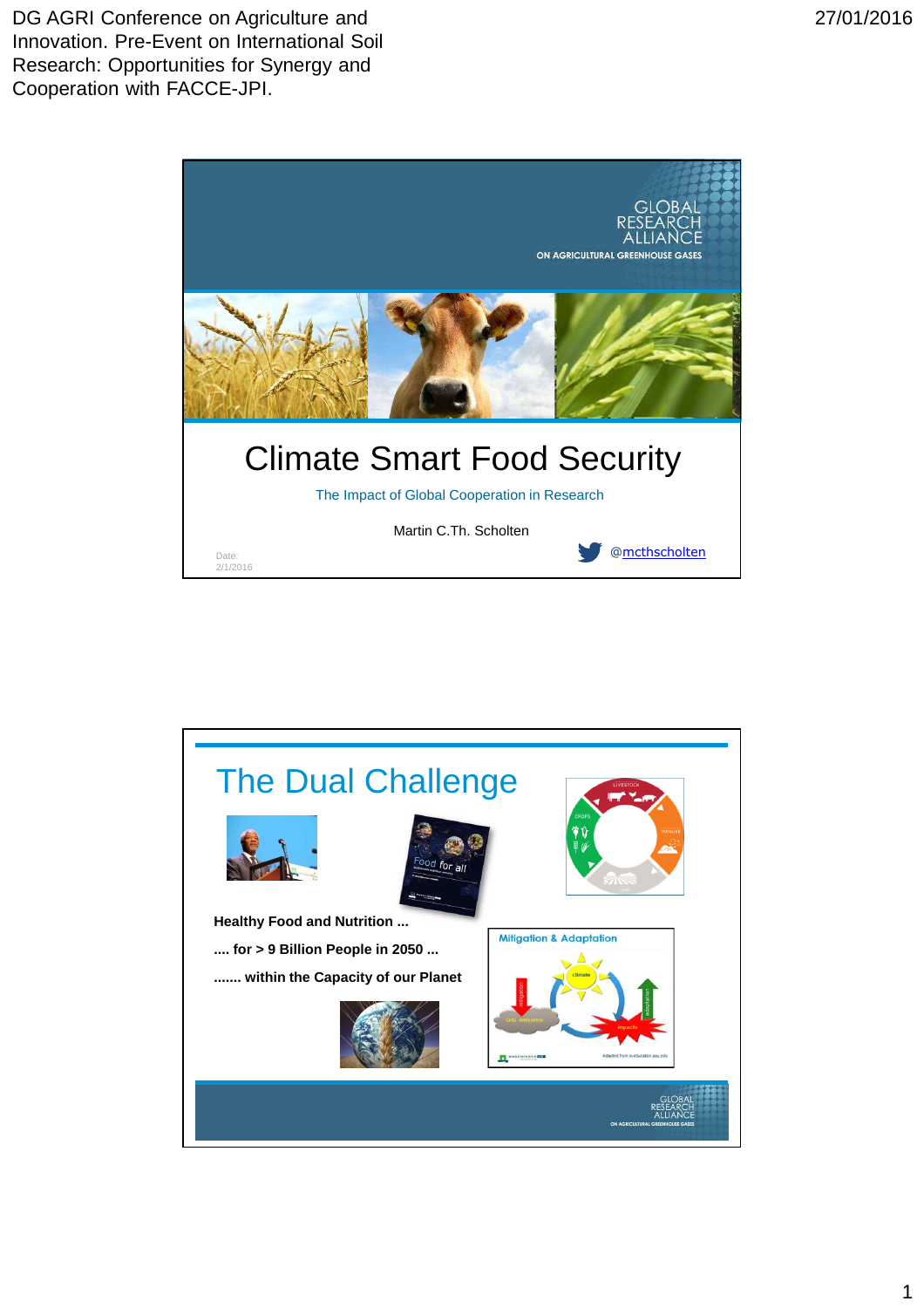DG AGRI Conference on Agriculture and Innovation. Pre-Event on International Soil Research: Opportunities for Synergy and Cooperation with FACCE-JPI.

27/01/2016

GLOBAL RESEARCH ALLIANCE ON AGRICULTURAL GREENHOUSE GASES

# Climate Smart Food Security

The Impact of Global Cooperation in Research

Martin C.Th. Scholten

@mcthscholten

Date: 2/1/2016

## The Dual Challenge

**Healthy Food and Nutrition ...**

**.... for > 9 Billion People in 2050 ...**

**....... within the Capacity of our Planet**

Mitigation & Adaptation

GLOBAL RESEARCH ALLIANCE ON AGRICULTURAL GREENHOUSE GASES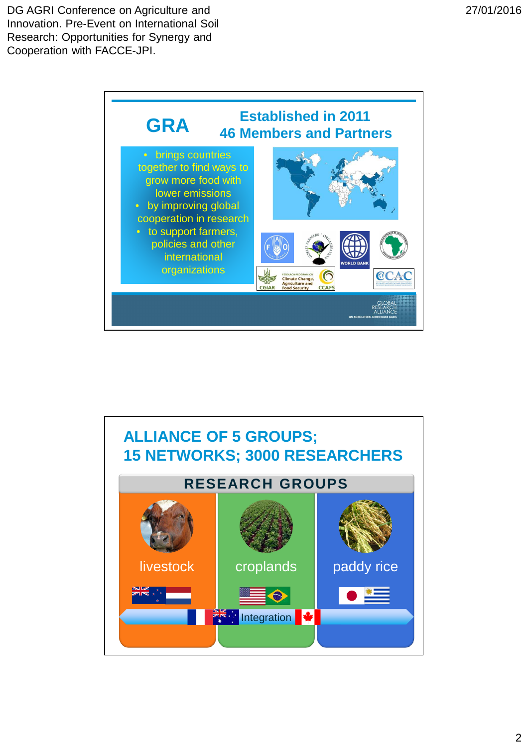## GRA

**Established in 2011**
**46 Members and Partners**

- brings countries together to find ways to grow more food with lower emissions
- by improving global cooperation in research
- to support farmers, policies and other international organizations

## ALLIANCE OF 5 GROUPS; 15 NETWORKS; 3000 RESEARCHERS

### RESEARCH GROUPS

- livestock
- croplands
- paddy rice

Integration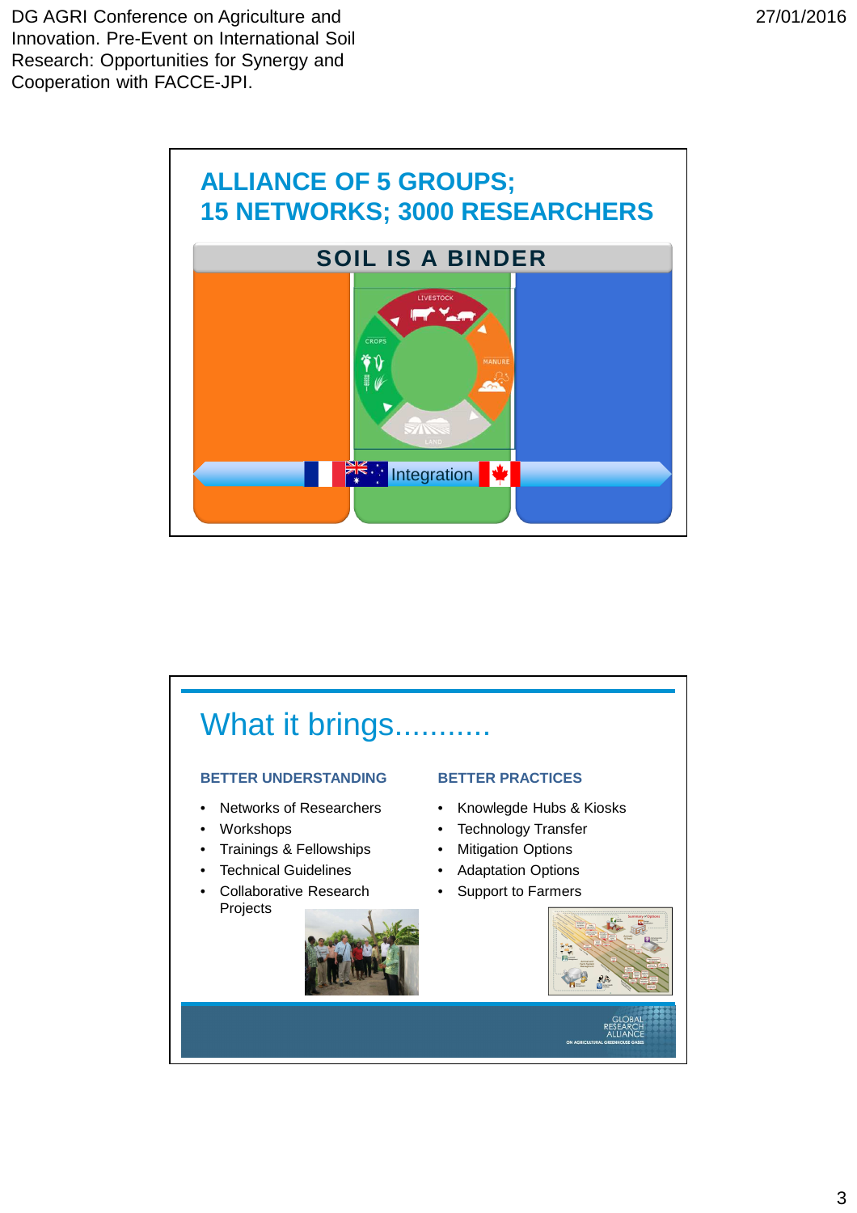## ALLIANCE OF 5 GROUPS; 15 NETWORKS; 3000 RESEARCHERS

**SOIL IS A BINDER**

LIVESTOCK

CROPS

MANURE

LAND

Integration

## What it brings...........

**BETTER UNDERSTANDING**

- Networks of Researchers
- Workshops
- Trainings & Fellowships
- Technical Guidelines
- Collaborative Research Projects

**BETTER PRACTICES**

- Knowlegde Hubs & Kiosks
- Technology Transfer
- Mitigation Options
- Adaptation Options
- Support to Farmers

GLOBAL RESEARCH ALLIANCE ON AGRICULTURAL GREENHOUSE GASES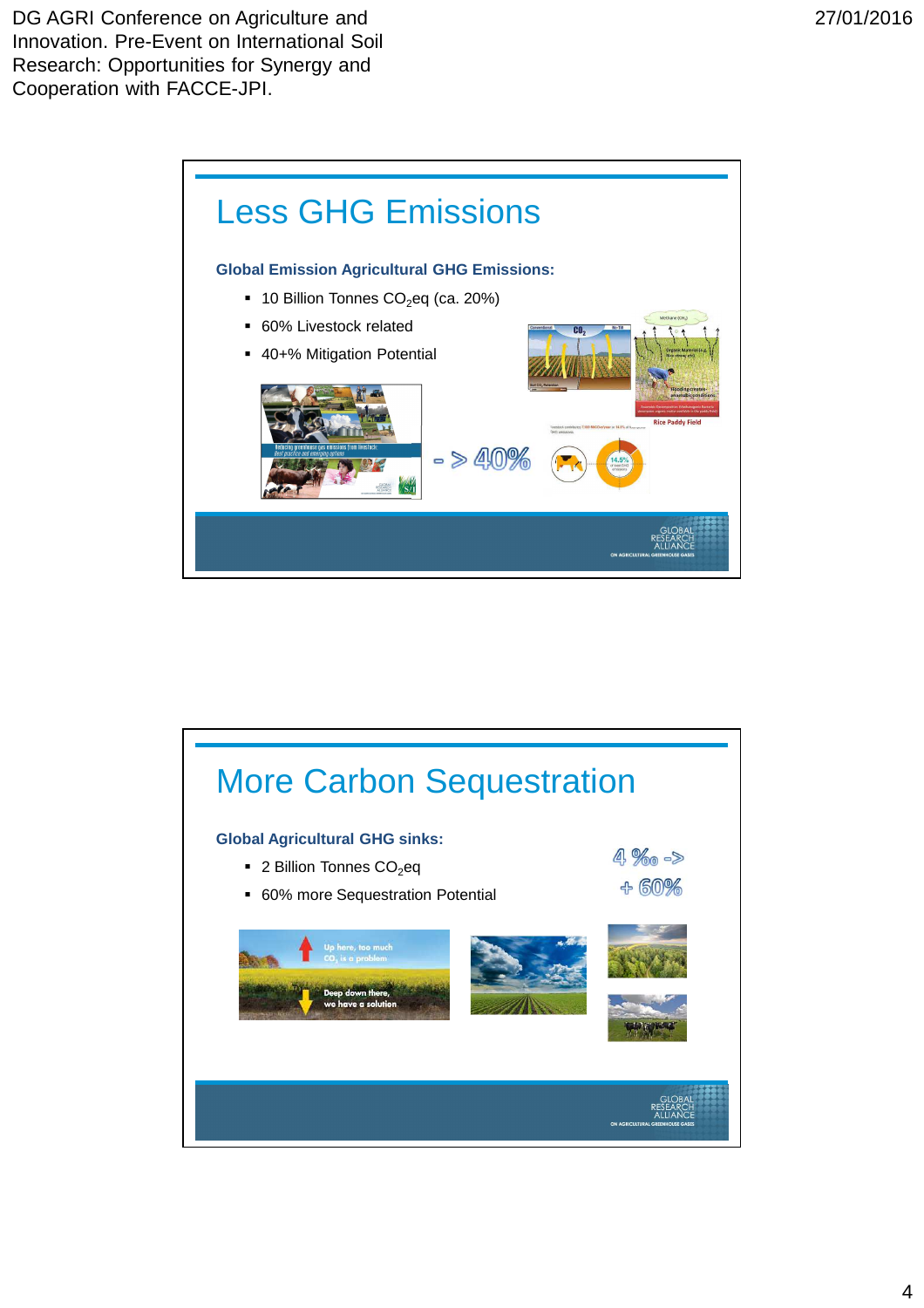## Less GHG Emissions

**Global Emission Agricultural GHG Emissions:**

- 10 Billion Tonnes $CO_2$eq (ca. 20%)
- 60% Livestock related
- 40+% Mitigation Potential

-> 40%

## More Carbon Sequestration

**Global Agricultural GHG sinks:**

- 2 Billion Tonnes $CO_2$eq
- 60% more Sequestration Potential

4 ‰ -> + 60%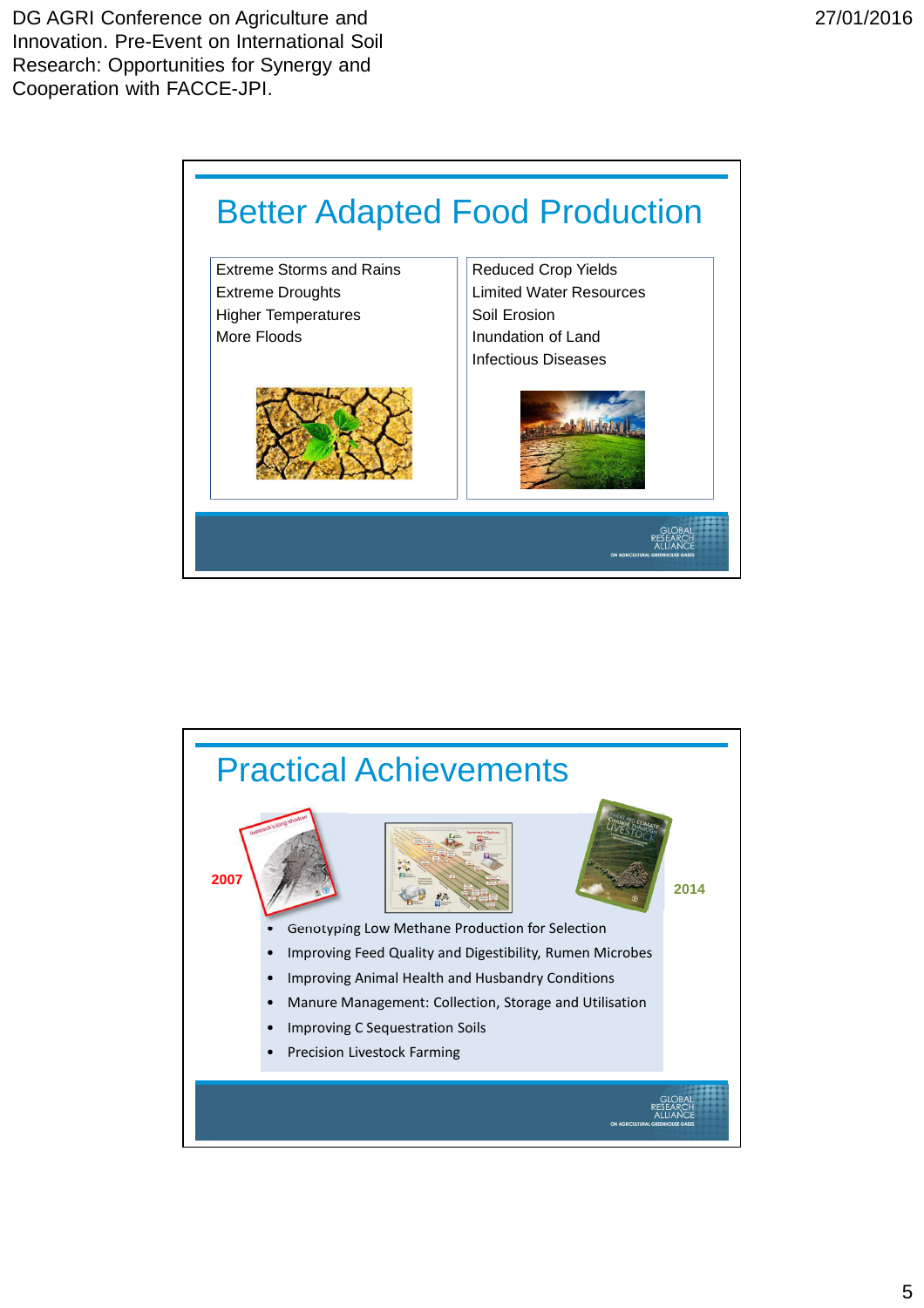# Better Adapted Food Production

Extreme Storms and Rains
Extreme Droughts
Higher Temperatures
More Floods

Reduced Crop Yields
Limited Water Resources
Soil Erosion
Inundation of Land
Infectious Diseases

# Practical Achievements

2007

2014

- Genotyping Low Methane Production for Selection
- Improving Feed Quality and Digestibility, Rumen Microbes
- Improving Animal Health and Husbandry Conditions
- Manure Management: Collection, Storage and Utilisation
- Improving C Sequestration Soils
- Precision Livestock Farming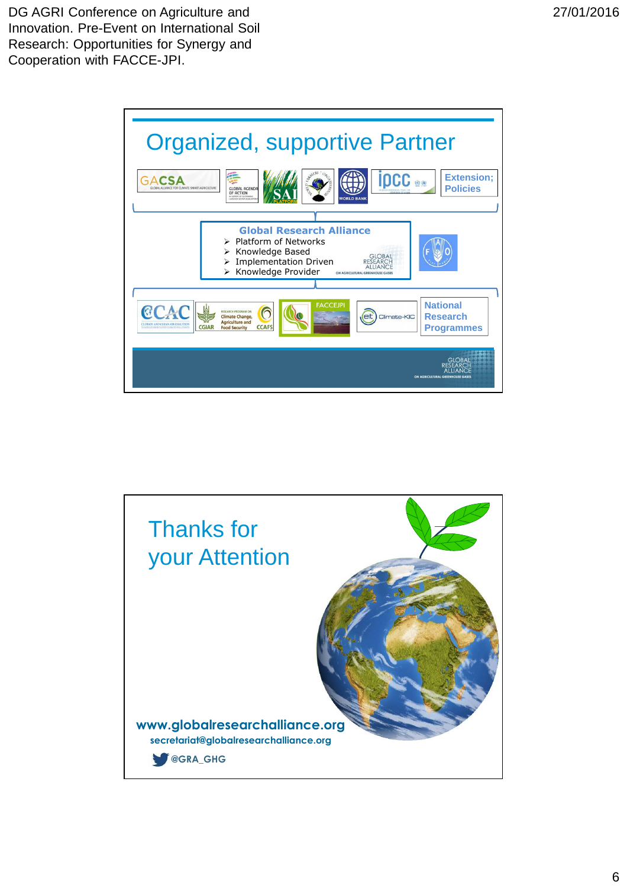## Organized, supportive Partner

GACSA | Global Agenda of Action | SAI Platform | World Farmers' Organisation | World Bank | IPCC | Extension; Policies

**Global Research Alliance**

- Platform of Networks
- Knowledge Based
- Implementation Driven
- Knowledge Provider

FAO

CCAC | CGIAR Research Program on Climate Change, Agriculture and Food Security CCAFS | FACCEJPI | Climate-KIC | National Research Programmes

GLOBAL RESEARCH ALLIANCE ON AGRICULTURAL GREENHOUSE GASES

## Thanks for your Attention

**www.globalresearchalliance.org**

secretariat@globalresearchalliance.org

@GRA_GHG